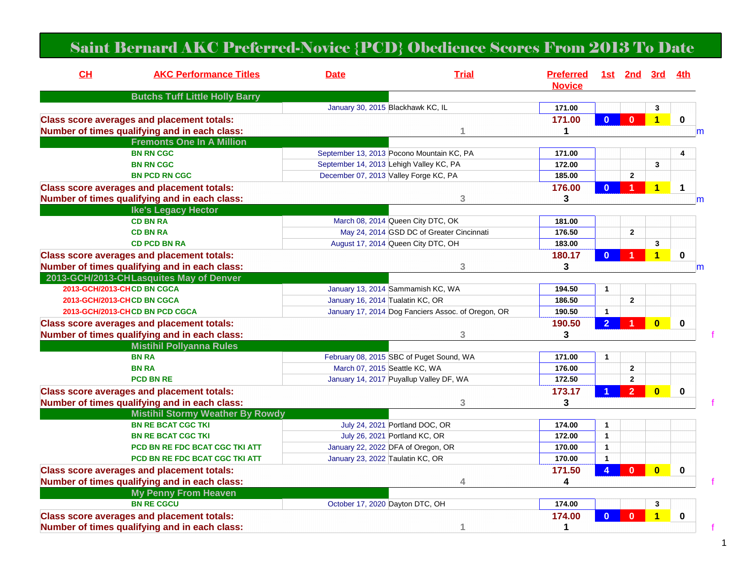# Saint Bernard AKC Preferred-Novice {PCD} Obedience Scores From 2013 To Date

| CH | AKC Performance Titles | Date | Trial | Preferred Novice | 1st | 2nd | 3rd | 4th |
|---|---|---|---|---|---|---|---|---|
| | **Butchs Tuff Little Holly Barry** | | | | | | | |
| | | January 30, 2015 | Blackhawk KC, IL | 171.00 | | | 3 | |
| **Class score averages and placement totals:** | | | | **171.00** | 0 | 0 | 1 | 0 |
| **Number of times qualifying and in each class:** | | | 1 | **1** | | | | |
| | **Fremonts One In A Million** | | | | | | | |
| | BN RN CGC | September 13, 2013 | Pocono Mountain KC, PA | 171.00 | | | | 4 |
| | BN RN CGC | September 14, 2013 | Lehigh Valley KC, PA | 172.00 | | | 3 | |
| | BN PCD RN CGC | December 07, 2013 | Valley Forge KC, PA | 185.00 | | 2 | | |
| **Class score averages and placement totals:** | | | | **176.00** | 0 | 1 | 1 | 1 |
| **Number of times qualifying and in each class:** | | | 3 | **3** | | | | |
| | **Ike's Legacy Hector** | | | | | | | |
| | CD BN RA | March 08, 2014 | Queen City DTC, OK | 181.00 | | | | |
| | CD BN RA | May 24, 2014 | GSD DC of Greater Cincinnati | 176.50 | | 2 | | |
| | CD PCD BN RA | August 17, 2014 | Queen City DTC, OH | 183.00 | | | 3 | |
| **Class score averages and placement totals:** | | | | **180.17** | 0 | 1 | 1 | 0 |
| **Number of times qualifying and in each class:** | | | 3 | **3** | | | | |
| 2013-GCH/2013-CH | **Lasquites May of Denver** | | | | | | | |
| 2013-GCH/2013-CH | CD BN CGCA | January 13, 2014 | Sammamish KC, WA | 194.50 | 1 | | | |
| 2013-GCH/2013-CH | CD BN CGCA | January 16, 2014 | Tualatin KC, OR | 186.50 | | 2 | | |
| 2013-GCH/2013-CH | CD BN PCD CGCA | January 17, 2014 | Dog Fanciers Assoc. of Oregon, OR | 190.50 | 1 | | | |
| **Class score averages and placement totals:** | | | | **190.50** | 2 | 1 | 0 | 0 |
| **Number of times qualifying and in each class:** | | | 3 | **3** | | | | |
| | **Mistihil Pollyanna Rules** | | | | | | | |
| | BN RA | February 08, 2015 | SBC of Puget Sound, WA | 171.00 | 1 | | | |
| | BN RA | March 07, 2015 | Seattle KC, WA | 176.00 | | 2 | | |
| | PCD BN RE | January 14, 2017 | Puyallup Valley DF, WA | 172.50 | | 2 | | |
| **Class score averages and placement totals:** | | | | **173.17** | 1 | 2 | 0 | 0 |
| **Number of times qualifying and in each class:** | | | 3 | **3** | | | | |
| | **Mistihil Stormy Weather By Rowdy** | | | | | | | |
| | BN RE BCAT CGC TKI | July 24, 2021 | Portland DOC, OR | 174.00 | 1 | | | |
| | BN RE BCAT CGC TKI | July 26, 2021 | Portland KC, OR | 172.00 | 1 | | | |
| | PCD BN RE FDC BCAT CGC TKI ATT | January 22, 2022 | DFA of Oregon, OR | 170.00 | 1 | | | |
| | PCD BN RE FDC BCAT CGC TKI ATT | January 23, 2022 | Taulatin KC, OR | 170.00 | 1 | | | |
| **Class score averages and placement totals:** | | | | **171.50** | 4 | 0 | 0 | 0 |
| **Number of times qualifying and in each class:** | | | 4 | **4** | | | | |
| | **My Penny From Heaven** | | | | | | | |
| | BN RE CGCU | October 17, 2020 | Dayton DTC, OH | 174.00 | | | 3 | |
| **Class score averages and placement totals:** | | | | **174.00** | 0 | 0 | 1 | 0 |
| **Number of times qualifying and in each class:** | | | 1 | **1** | | | | |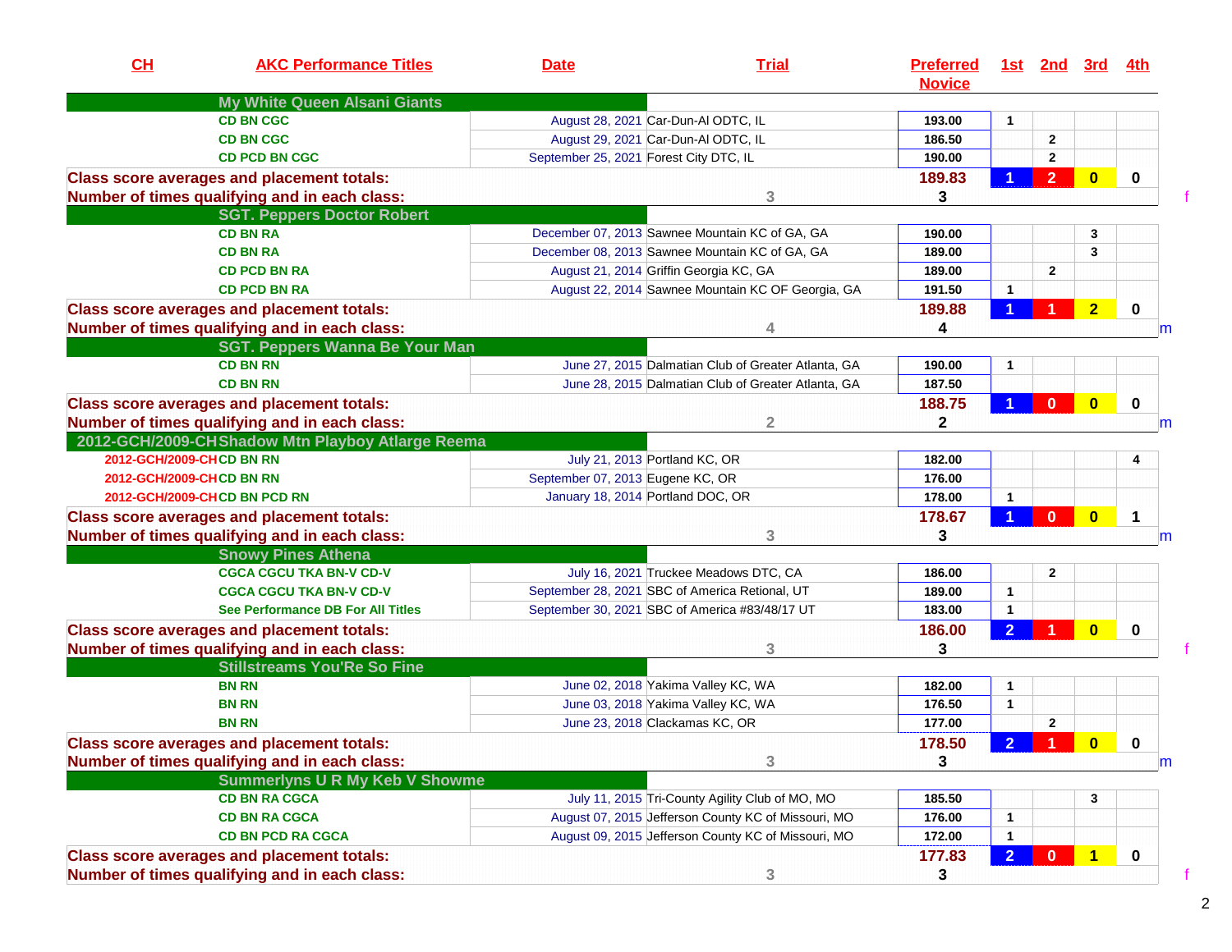| CH | AKC Performance Titles | Date | Trial | Preferred Novice | 1st | 2nd | 3rd | 4th |
|---|---|---|---|---|---|---|---|---|
| | **My White Queen Alsani Giants** | | | | | | | |
| | CD BN CGC | August 28, 2021 | Car-Dun-Al ODTC, IL | 193.00 | 1 | | | |
| | CD BN CGC | August 29, 2021 | Car-Dun-Al ODTC, IL | 186.50 | | 2 | | |
| | CD PCD BN CGC | September 25, 2021 | Forest City DTC, IL | 190.00 | | 2 | | |
| **Class score averages and placement totals:** | | | | 189.83 | 1 | 2 | 0 | 0 |
| **Number of times qualifying and in each class:** | | 3 | | 3 | | | | |
| | **SGT. Peppers Doctor Robert** | | | | | | | |
| | CD BN RA | December 07, 2013 | Sawnee Mountain KC of GA, GA | 190.00 | | | 3 | |
| | CD BN RA | December 08, 2013 | Sawnee Mountain KC of GA, GA | 189.00 | | | 3 | |
| | CD PCD BN RA | August 21, 2014 | Griffin Georgia KC, GA | 189.00 | | 2 | | |
| | CD PCD BN RA | August 22, 2014 | Sawnee Mountain KC OF Georgia, GA | 191.50 | 1 | | | |
| **Class score averages and placement totals:** | | | | 189.88 | 1 | 1 | 2 | 0 |
| **Number of times qualifying and in each class:** | | 4 | | 4 | | | | |
| | **SGT. Peppers Wanna Be Your Man** | | | | | | | |
| | CD BN RN | June 27, 2015 | Dalmatian Club of Greater Atlanta, GA | 190.00 | 1 | | | |
| | CD BN RN | June 28, 2015 | Dalmatian Club of Greater Atlanta, GA | 187.50 | | | | |
| **Class score averages and placement totals:** | | | | 188.75 | 1 | 0 | 0 | 0 |
| **Number of times qualifying and in each class:** | | 2 | | 2 | | | | |
| 2012-GCH/2009-CH | **Shadow Mtn Playboy Atlarge Reema** | | | | | | | |
| 2012-GCH/2009-CH | CD BN RN | July 21, 2013 | Portland KC, OR | 182.00 | | | | 4 |
| 2012-GCH/2009-CH | CD BN RN | September 07, 2013 | Eugene KC, OR | 176.00 | | | | |
| 2012-GCH/2009-CH | CD BN PCD RN | January 18, 2014 | Portland DOC, OR | 178.00 | 1 | | | |
| **Class score averages and placement totals:** | | | | 178.67 | 1 | 0 | 0 | 1 |
| **Number of times qualifying and in each class:** | | 3 | | 3 | | | | |
| | **Snowy Pines Athena** | | | | | | | |
| | CGCA CGCU TKA BN-V CD-V | July 16, 2021 | Truckee Meadows DTC, CA | 186.00 | | 2 | | |
| | CGCA CGCU TKA BN-V CD-V | September 28, 2021 | SBC of America Retional, UT | 189.00 | 1 | | | |
| | See Performance DB For All Titles | September 30, 2021 | SBC of America #83/48/17 UT | 183.00 | 1 | | | |
| **Class score averages and placement totals:** | | | | 186.00 | 2 | 1 | 0 | 0 |
| **Number of times qualifying and in each class:** | | 3 | | 3 | | | | |
| | **Stillstreams You'Re So Fine** | | | | | | | |
| | BN RN | June 02, 2018 | Yakima Valley KC, WA | 182.00 | 1 | | | |
| | BN RN | June 03, 2018 | Yakima Valley KC, WA | 176.50 | 1 | | | |
| | BN RN | June 23, 2018 | Clackamas KC, OR | 177.00 | | 2 | | |
| **Class score averages and placement totals:** | | | | 178.50 | 2 | 1 | 0 | 0 |
| **Number of times qualifying and in each class:** | | 3 | | 3 | | | | |
| | **Summerlyns U R My Keb V Showme** | | | | | | | |
| | CD BN RA CGCA | July 11, 2015 | Tri-County Agility Club of MO, MO | 185.50 | | | 3 | |
| | CD BN RA CGCA | August 07, 2015 | Jefferson County KC of Missouri, MO | 176.00 | 1 | | | |
| | CD BN PCD RA CGCA | August 09, 2015 | Jefferson County KC of Missouri, MO | 172.00 | 1 | | | |
| **Class score averages and placement totals:** | | | | 177.83 | 2 | 0 | 1 | 0 |
| **Number of times qualifying and in each class:** | | 3 | | 3 | | | | |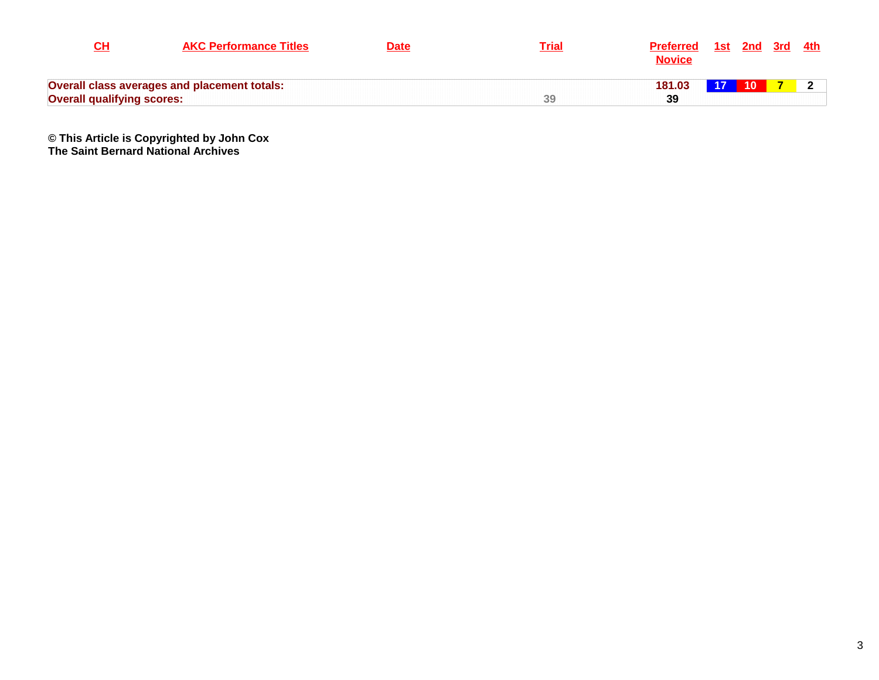| CH | AKC Performance Titles | Date | Trial | Preferred Novice | 1st | 2nd | 3rd | 4th |
|---|---|---|---|---|---|---|---|---|
| Overall class averages and placement totals: | | | | 181.03 | 17 | 10 | 7 | 2 |
| Overall qualifying scores: | | | 39 | 39 | | | | |

**© This Article is Copyrighted by John Cox**
**The Saint Bernard National Archives**